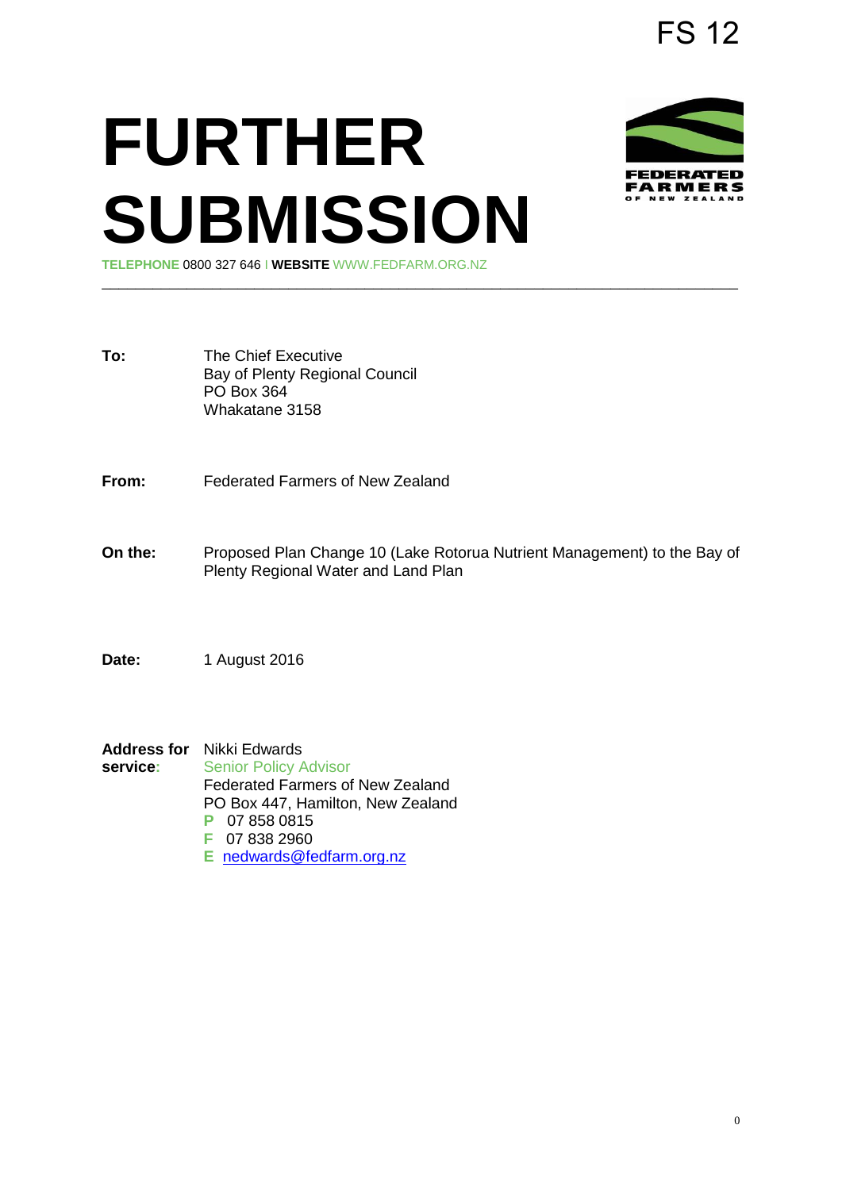FS 12

# FURTHER SUBMISSION

**TELEPHONE** 0800 327 646 | **WEBSITE** WWW.FEDFARM.ORG.NZ

---

**To:** The Chief Executive
Bay of Plenty Regional Council
PO Box 364
Whakatane 3158

**From:** Federated Farmers of New Zealand

**On the:** Proposed Plan Change 10 (Lake Rotorua Nutrient Management) to the Bay of Plenty Regional Water and Land Plan

**Date:** 1 August 2016

**Address for service:** Nikki Edwards
Senior Policy Advisor
Federated Farmers of New Zealand
PO Box 447, Hamilton, New Zealand
**P** 07 858 0815
**F** 07 838 2960
**E** nedwards@fedfarm.org.nz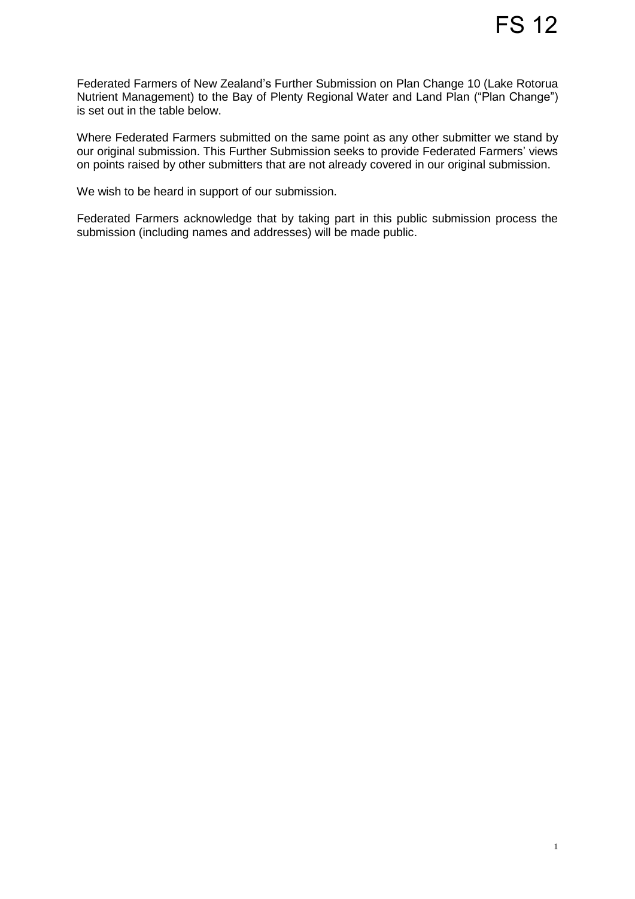# FS 12

Federated Farmers of New Zealand's Further Submission on Plan Change 10 (Lake Rotorua Nutrient Management) to the Bay of Plenty Regional Water and Land Plan ("Plan Change") is set out in the table below.

Where Federated Farmers submitted on the same point as any other submitter we stand by our original submission. This Further Submission seeks to provide Federated Farmers' views on points raised by other submitters that are not already covered in our original submission.

We wish to be heard in support of our submission.

Federated Farmers acknowledge that by taking part in this public submission process the submission (including names and addresses) will be made public.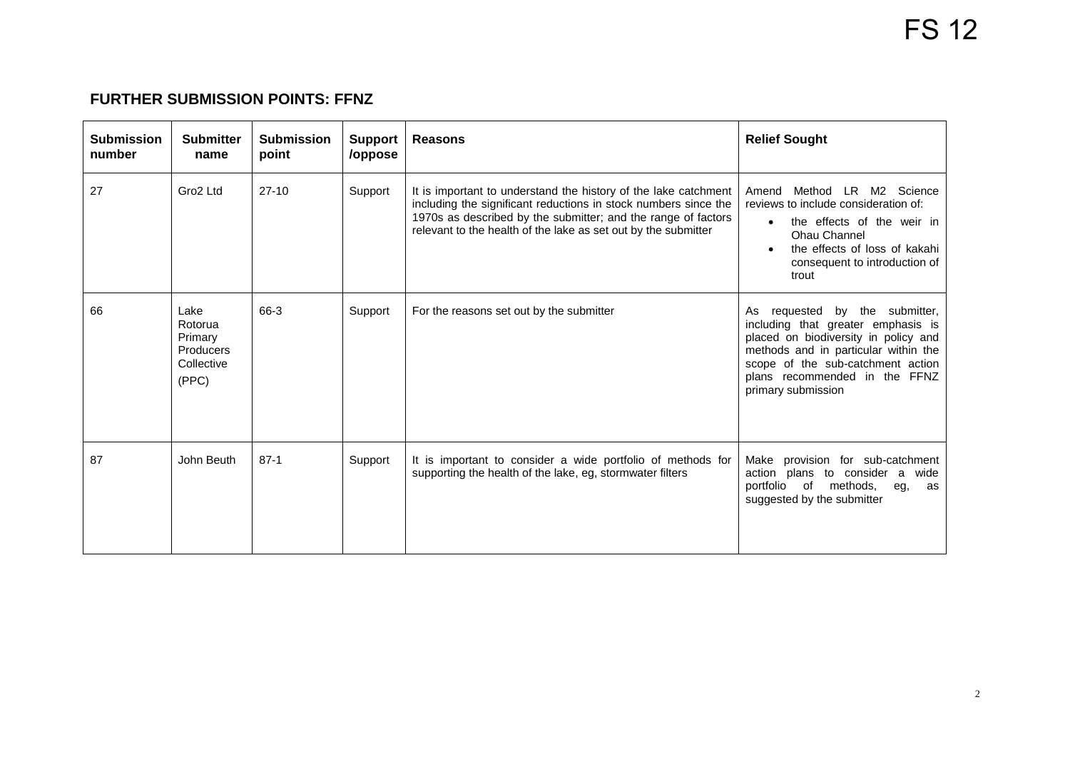FS 12

## FURTHER SUBMISSION POINTS: FFNZ

| Submission number | Submitter name | Submission point | Support /oppose | Reasons | Relief Sought |
|---|---|---|---|---|---|
| 27 | Gro2 Ltd | 27-10 | Support | It is important to understand the history of the lake catchment including the significant reductions in stock numbers since the 1970s as described by the submitter; and the range of factors relevant to the health of the lake as set out by the submitter | Amend Method LR M2 Science reviews to include consideration of:<br>• the effects of the weir in Ohau Channel<br>• the effects of loss of kakahi consequent to introduction of trout |
| 66 | Lake Rotorua Primary Producers Collective (PPC) | 66-3 | Support | For the reasons set out by the submitter | As requested by the submitter, including that greater emphasis is placed on biodiversity in policy and methods and in particular within the scope of the sub-catchment action plans recommended in the FFNZ primary submission |
| 87 | John Beuth | 87-1 | Support | It is important to consider a wide portfolio of methods for supporting the health of the lake, eg, stormwater filters | Make provision for sub-catchment action plans to consider a wide portfolio of methods, eg, as suggested by the submitter |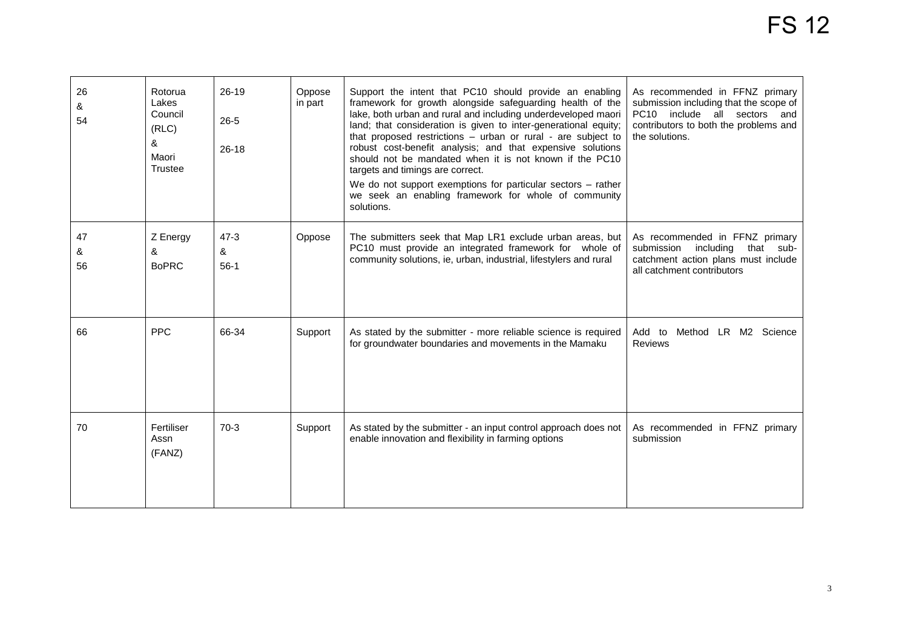| 26 & 54 | Rotorua Lakes Council (RLC) & Maori Trustee | 26-19 26-5 26-18 | Oppose in part | Support the intent that PC10 should provide an enabling framework for growth alongside safeguarding health of the lake, both urban and rural and including underdeveloped maori land; that consideration is given to inter-generational equity; that proposed restrictions – urban or rural - are subject to robust cost-benefit analysis; and that expensive solutions should not be mandated when it is not known if the PC10 targets and timings are correct.<br>We do not support exemptions for particular sectors – rather we seek an enabling framework for whole of community solutions. | As recommended in FFNZ primary submission including that the scope of PC10 include all sectors and contributors to both the problems and the solutions. |
|---|---|---|---|---|---|
| 47 & 56 | Z Energy & BoPRC | 47-3 & 56-1 | Oppose | The submitters seek that Map LR1 exclude urban areas, but PC10 must provide an integrated framework for whole of community solutions, ie, urban, industrial, lifestylers and rural | As recommended in FFNZ primary submission including that sub-catchment action plans must include all catchment contributors |
| 66 | PPC | 66-34 | Support | As stated by the submitter - more reliable science is required for groundwater boundaries and movements in the Mamaku | Add to Method LR M2 Science Reviews |
| 70 | Fertiliser Assn (FANZ) | 70-3 | Support | As stated by the submitter - an input control approach does not enable innovation and flexibility in farming options | As recommended in FFNZ primary submission |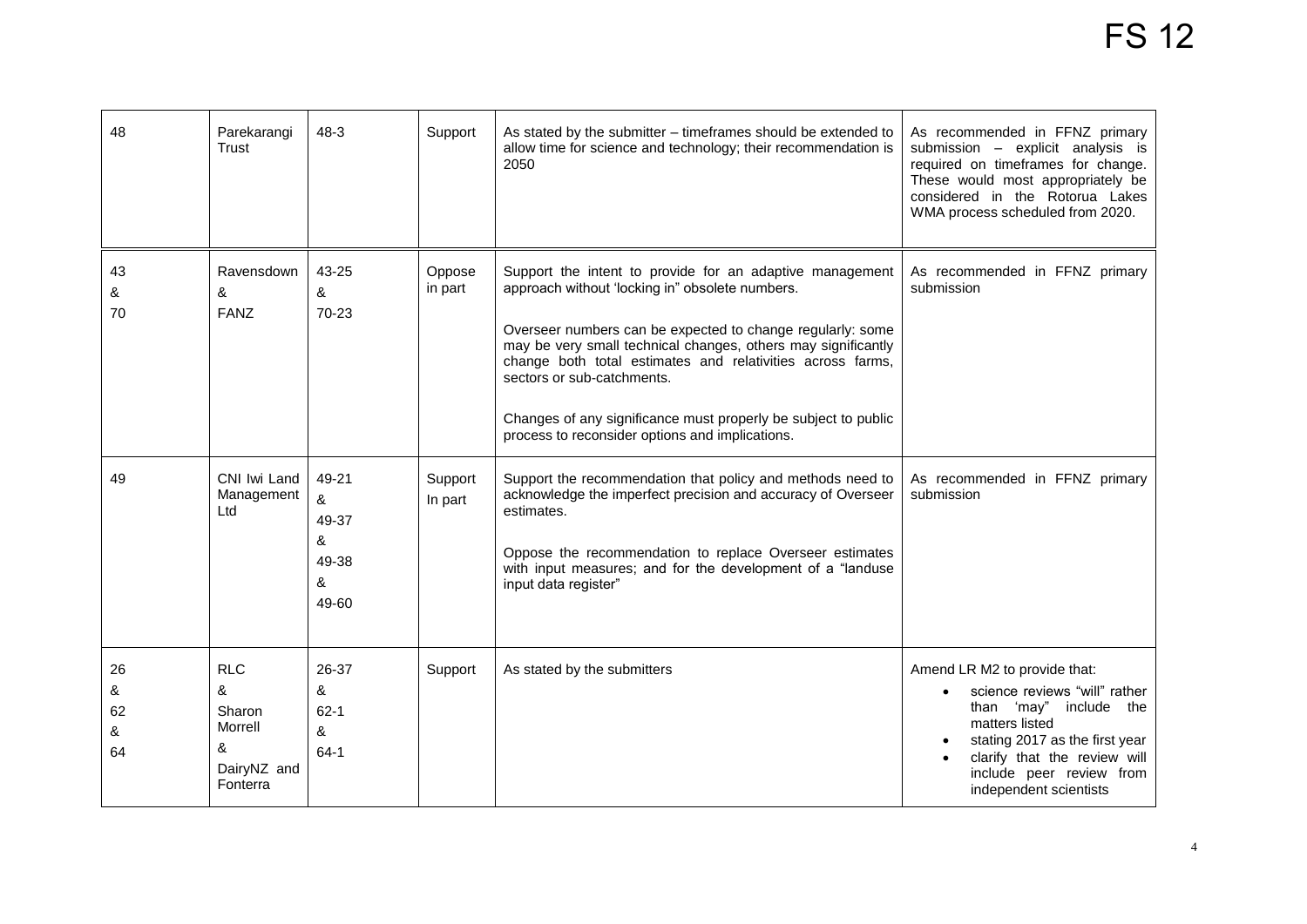# FS 12

| | | | | | |
|---|---|---|---|---|---|
| 48 | Parekarangi Trust | 48-3 | Support | As stated by the submitter – timeframes should be extended to allow time for science and technology; their recommendation is 2050 | As recommended in FFNZ primary submission – explicit analysis is required on timeframes for change. These would most appropriately be considered in the Rotorua Lakes WMA process scheduled from 2020. |
| 43 & 70 | Ravensdown & FANZ | 43-25 & 70-23 | Oppose in part | Support the intent to provide for an adaptive management approach without 'locking in" obsolete numbers.<br><br>Overseer numbers can be expected to change regularly: some may be very small technical changes, others may significantly change both total estimates and relativities across farms, sectors or sub-catchments.<br><br>Changes of any significance must properly be subject to public process to reconsider options and implications. | As recommended in FFNZ primary submission |
| 49 | CNI Iwi Land Management Ltd | 49-21 & 49-37 & 49-38 & 49-60 | Support In part | Support the recommendation that policy and methods need to acknowledge the imperfect precision and accuracy of Overseer estimates.<br><br>Oppose the recommendation to replace Overseer estimates with input measures; and for the development of a "landuse input data register" | As recommended in FFNZ primary submission |
| 26 & 62 & 64 | RLC & Sharon Morrell & DairyNZ and Fonterra | 26-37 & 62-1 & 64-1 | Support | As stated by the submitters | Amend LR M2 to provide that:<br>• science reviews "will" rather than 'may" include the matters listed<br>• stating 2017 as the first year<br>• clarify that the review will include peer review from independent scientists |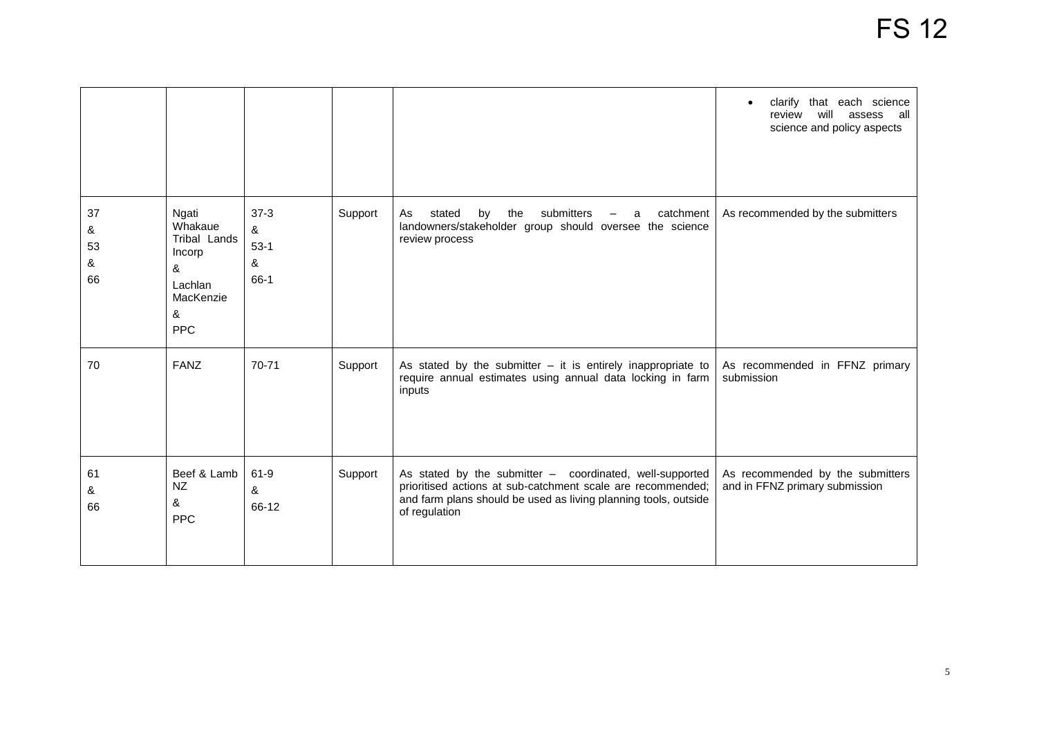| | | | | | |
|---|---|---|---|---|---|
| | | | | | • clarify that each science review will assess all science and policy aspects |
| 37 & 53 & 66 | Ngati Whakaue Tribal Lands Incorp & Lachlan MacKenzie & PPC | 37-3 & 53-1 & 66-1 | Support | As stated by the submitters – a catchment landowners/stakeholder group should oversee the science review process | As recommended by the submitters |
| 70 | FANZ | 70-71 | Support | As stated by the submitter – it is entirely inappropriate to require annual estimates using annual data locking in farm inputs | As recommended in FFNZ primary submission |
| 61 & 66 | Beef & Lamb NZ & PPC | 61-9 & 66-12 | Support | As stated by the submitter – coordinated, well-supported prioritised actions at sub-catchment scale are recommended; and farm plans should be used as living planning tools, outside of regulation | As recommended by the submitters and in FFNZ primary submission |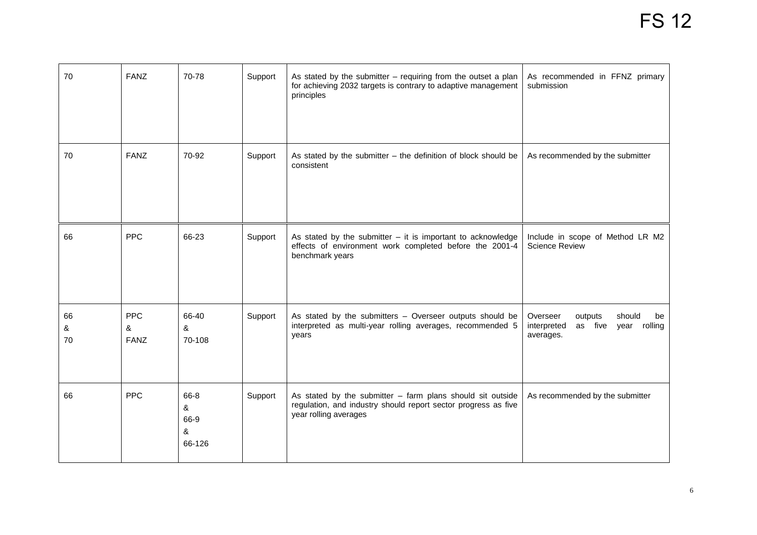| 70 | FANZ | 70-78 | Support | As stated by the submitter – requiring from the outset a plan for achieving 2032 targets is contrary to adaptive management principles | As recommended in FFNZ primary submission |
|---|---|---|---|---|---|
| 70 | FANZ | 70-92 | Support | As stated by the submitter – the definition of block should be consistent | As recommended by the submitter |
| 66 | PPC | 66-23 | Support | As stated by the submitter – it is important to acknowledge effects of environment work completed before the 2001-4 benchmark years | Include in scope of Method LR M2 Science Review |
| 66 & 70 | PPC & FANZ | 66-40 & 70-108 | Support | As stated by the submitters – Overseer outputs should be interpreted as multi-year rolling averages, recommended 5 years | Overseer outputs should be interpreted as five year rolling averages. |
| 66 | PPC | 66-8 & 66-9 & 66-126 | Support | As stated by the submitter – farm plans should sit outside regulation, and industry should report sector progress as five year rolling averages | As recommended by the submitter |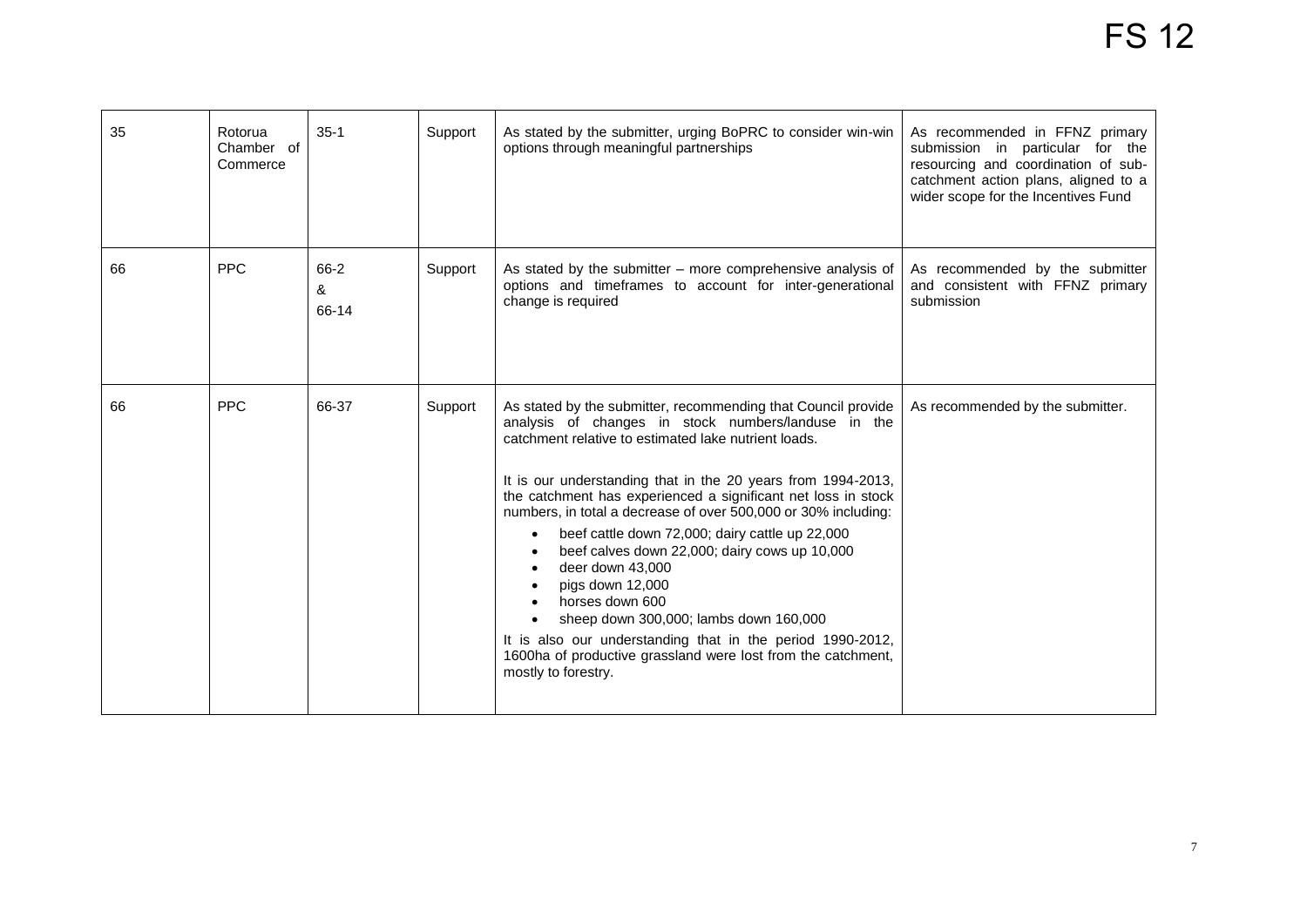| | | | | | |
|---|---|---|---|---|---|
| 35 | Rotorua Chamber of Commerce | 35-1 | Support | As stated by the submitter, urging BoPRC to consider win-win options through meaningful partnerships | As recommended in FFNZ primary submission in particular for the resourcing and coordination of sub-catchment action plans, aligned to a wider scope for the Incentives Fund |
| 66 | PPC | 66-2 & 66-14 | Support | As stated by the submitter – more comprehensive analysis of options and timeframes to account for inter-generational change is required | As recommended by the submitter and consistent with FFNZ primary submission |
| 66 | PPC | 66-37 | Support | As stated by the submitter, recommending that Council provide analysis of changes in stock numbers/landuse in the catchment relative to estimated lake nutrient loads.<br><br>It is our understanding that in the 20 years from 1994-2013, the catchment has experienced a significant net loss in stock numbers, in total a decrease of over 500,000 or 30% including:<br>• beef cattle down 72,000; dairy cattle up 22,000<br>• beef calves down 22,000; dairy cows up 10,000<br>• deer down 43,000<br>• pigs down 12,000<br>• horses down 600<br>• sheep down 300,000; lambs down 160,000<br><br>It is also our understanding that in the period 1990-2012, 1600ha of productive grassland were lost from the catchment, mostly to forestry. | As recommended by the submitter. |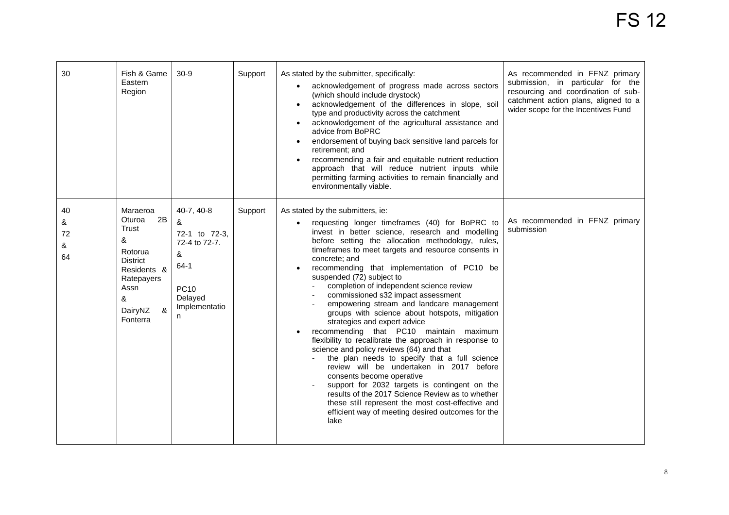# FS 12

| | | | | | |
|---|---|---|---|---|---|
| 30 | Fish & Game Eastern Region | 30-9 | Support | As stated by the submitter, specifically:<br>• acknowledgement of progress made across sectors (which should include drystock)<br>• acknowledgement of the differences in slope, soil type and productivity across the catchment<br>• acknowledgement of the agricultural assistance and advice from BoPRC<br>• endorsement of buying back sensitive land parcels for retirement; and<br>• recommending a fair and equitable nutrient reduction approach that will reduce nutrient inputs while permitting farming activities to remain financially and environmentally viable. | As recommended in FFNZ primary submission, in particular for the resourcing and coordination of sub-catchment action plans, aligned to a wider scope for the Incentives Fund |
| 40 & 72 & 64 | Maraeroa Oturoa 2B Trust & Rotorua District Residents & Ratepayers Assn & DairyNZ & Fonterra | 40-7, 40-8 & 72-1 to 72-3, 72-4 to 72-7. & 64-1 PC10 Delayed Implementation | Support | As stated by the submitters, ie:<br>• requesting longer timeframes (40) for BoPRC to invest in better science, research and modelling before setting the allocation methodology, rules, timeframes to meet targets and resource consents in concrete; and<br>• recommending that implementation of PC10 be suspended (72) subject to<br>- completion of independent science review<br>- commissioned s32 impact assessment<br>- empowering stream and landcare management groups with science about hotspots, mitigation strategies and expert advice<br>• recommending that PC10 maintain maximum flexibility to recalibrate the approach in response to science and policy reviews (64) and that<br>- the plan needs to specify that a full science review will be undertaken in 2017 before consents become operative<br>- support for 2032 targets is contingent on the results of the 2017 Science Review as to whether these still represent the most cost-effective and efficient way of meeting desired outcomes for the lake | As recommended in FFNZ primary submission |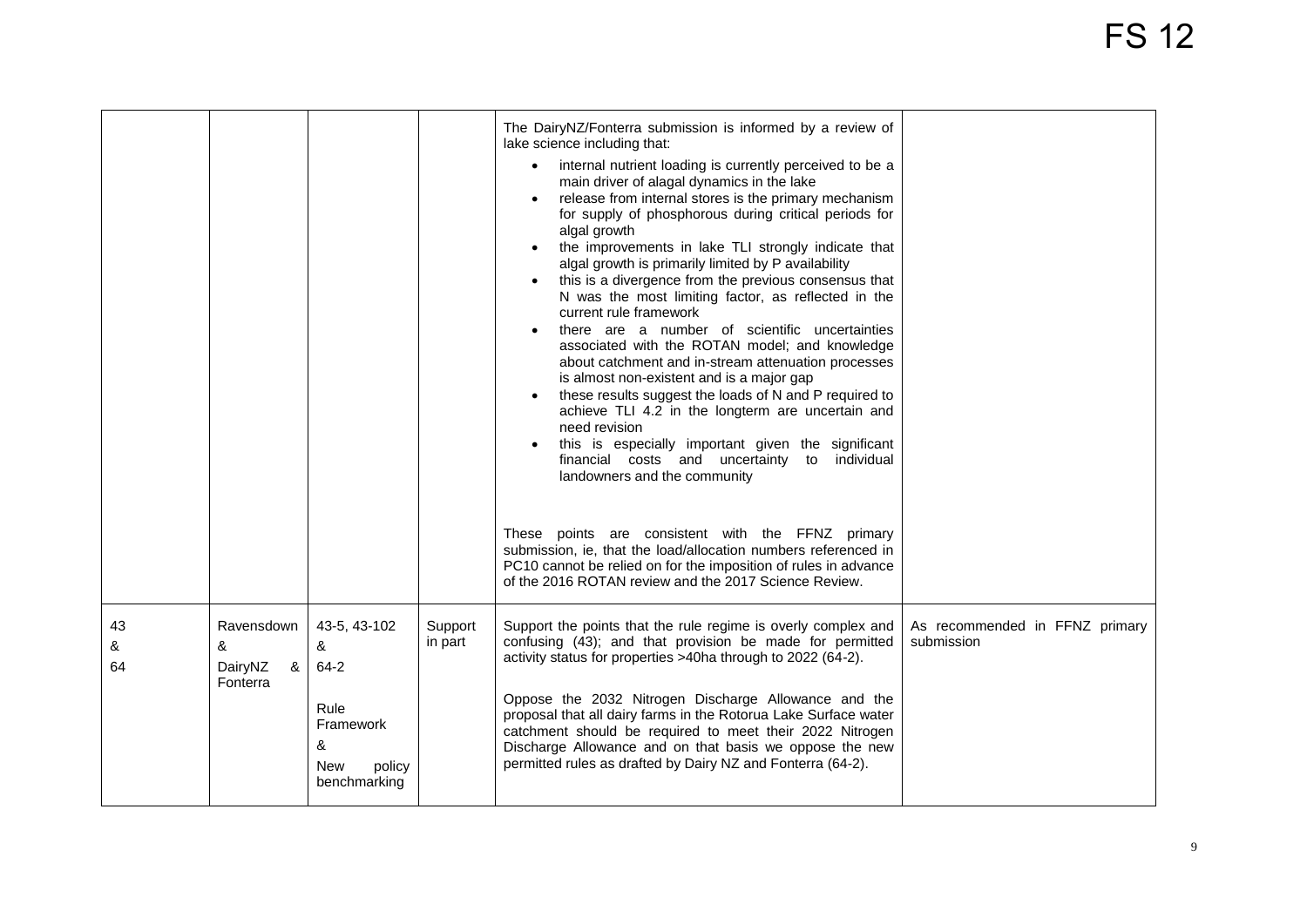| | | | | The DairyNZ/Fonterra submission is informed by a review of lake science including that:<br>• internal nutrient loading is currently perceived to be a main driver of alagal dynamics in the lake<br>• release from internal stores is the primary mechanism for supply of phosphorous during critical periods for algal growth<br>• the improvements in lake TLI strongly indicate that algal growth is primarily limited by P availability<br>• this is a divergence from the previous consensus that N was the most limiting factor, as reflected in the current rule framework<br>• there are a number of scientific uncertainties associated with the ROTAN model; and knowledge about catchment and in-stream attenuation processes is almost non-existent and is a major gap<br>• these results suggest the loads of N and P required to achieve TLI 4.2 in the longterm are uncertain and need revision<br>• this is especially important given the significant financial costs and uncertainty to individual landowners and the community<br><br>These points are consistent with the FFNZ primary submission, ie, that the load/allocation numbers referenced in PC10 cannot be relied on for the imposition of rules in advance of the 2016 ROTAN review and the 2017 Science Review. | |
|---|---|---|---|---|---|
| 43 & 64 | Ravensdown & DairyNZ & Fonterra | 43-5, 43-102 & 64-2<br><br>Rule Framework & New policy benchmarking | Support in part | Support the points that the rule regime is overly complex and confusing (43); and that provision be made for permitted activity status for properties >40ha through to 2022 (64-2).<br><br>Oppose the 2032 Nitrogen Discharge Allowance and the proposal that all dairy farms in the Rotorua Lake Surface water catchment should be required to meet their 2022 Nitrogen Discharge Allowance and on that basis we oppose the new permitted rules as drafted by Dairy NZ and Fonterra (64-2). | As recommended in FFNZ primary submission |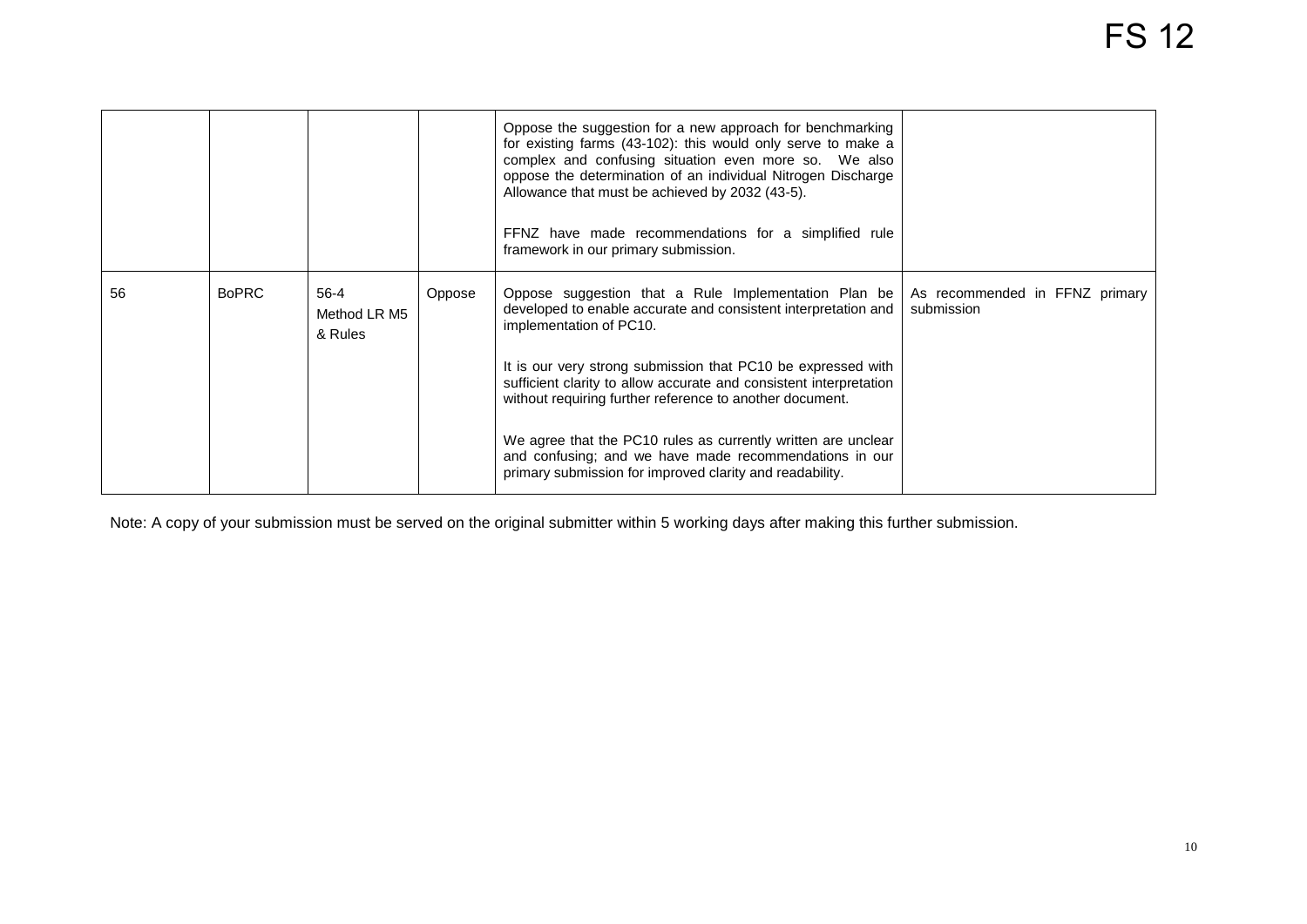| | | | | | |
|---|---|---|---|---|---|
| | | | | Oppose the suggestion for a new approach for benchmarking for existing farms (43-102): this would only serve to make a complex and confusing situation even more so. We also oppose the determination of an individual Nitrogen Discharge Allowance that must be achieved by 2032 (43-5).<br><br>FFNZ have made recommendations for a simplified rule framework in our primary submission. | |
| 56 | BoPRC | 56-4<br>Method LR M5 & Rules | Oppose | Oppose suggestion that a Rule Implementation Plan be developed to enable accurate and consistent interpretation and implementation of PC10.<br><br>It is our very strong submission that PC10 be expressed with sufficient clarity to allow accurate and consistent interpretation without requiring further reference to another document.<br><br>We agree that the PC10 rules as currently written are unclear and confusing; and we have made recommendations in our primary submission for improved clarity and readability. | As recommended in FFNZ primary submission |

Note: A copy of your submission must be served on the original submitter within 5 working days after making this further submission.